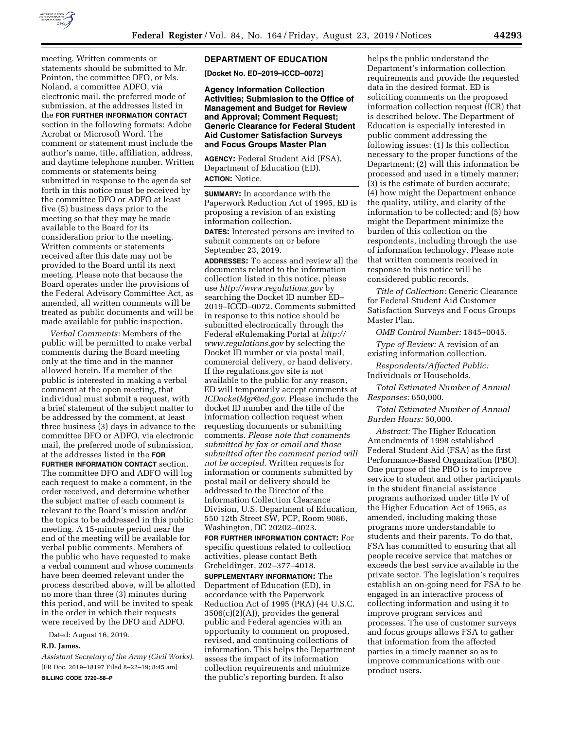meeting. Written comments or statements should be submitted to Mr. Pointon, the committee DFO, or Ms. Noland, a committee ADFO, via electronic mail, the preferred mode of submission, at the addresses listed in the **FOR FURTHER INFORMATION CONTACT** section in the following formats: Adobe Acrobat or Microsoft Word. The comment or statement must include the author's name, title, affiliation, address, and daytime telephone number. Written comments or statements being submitted in response to the agenda set forth in this notice must be received by the committee DFO or ADFO at least five (5) business days prior to the meeting so that they may be made available to the Board for its consideration prior to the meeting. Written comments or statements received after this date may not be provided to the Board until its next meeting. Please note that because the Board operates under the provisions of the Federal Advisory Committee Act, as amended, all written comments will be treated as public documents and will be made available for public inspection.

*Verbal Comments:* Members of the public will be permitted to make verbal comments during the Board meeting only at the time and in the manner allowed herein. If a member of the public is interested in making a verbal comment at the open meeting, that individual must submit a request, with a brief statement of the subject matter to be addressed by the comment, at least three business (3) days in advance to the committee DFO or ADFO, via electronic mail, the preferred mode of submission, at the addresses listed in the **FOR FURTHER INFORMATION CONTACT** section. The committee DFO and ADFO will log each request to make a comment, in the order received, and determine whether the subject matter of each comment is relevant to the Board's mission and/or the topics to be addressed in this public meeting. A 15-minute period near the end of the meeting will be available for verbal public comments. Members of the public who have requested to make a verbal comment and whose comments have been deemed relevant under the process described above, will be allotted no more than three (3) minutes during this period, and will be invited to speak in the order in which their requests were received by the DFO and ADFO.

Dated: August 16, 2019.

**R.D. James,**

*Assistant Secretary of the Army (Civil Works).*

[FR Doc. 2019–18197 Filed 8–22–19; 8:45 am]

**BILLING CODE 3720–58–P**

## DEPARTMENT OF EDUCATION

**[Docket No. ED–2019–ICCD–0072]**

### Agency Information Collection Activities; Submission to the Office of Management and Budget for Review and Approval; Comment Request; Generic Clearance for Federal Student Aid Customer Satisfaction Surveys and Focus Groups Master Plan

**AGENCY:** Federal Student Aid (FSA), Department of Education (ED).

**ACTION:** Notice.

**SUMMARY:** In accordance with the Paperwork Reduction Act of 1995, ED is proposing a revision of an existing information collection.

**DATES:** Interested persons are invited to submit comments on or before September 23, 2019.

**ADDRESSES:** To access and review all the documents related to the information collection listed in this notice, please use *http://www.regulations.gov* by searching the Docket ID number ED–2019–ICCD–0072. Comments submitted in response to this notice should be submitted electronically through the Federal eRulemaking Portal at *http://www.regulations.gov* by selecting the Docket ID number or via postal mail, commercial delivery, or hand delivery. If the regulations.gov site is not available to the public for any reason, ED will temporarily accept comments at *ICDocketMgr@ed.gov.* Please include the docket ID number and the title of the information collection request when requesting documents or submitting comments. *Please note that comments submitted by fax or email and those submitted after the comment period will not be accepted.* Written requests for information or comments submitted by postal mail or delivery should be addressed to the Director of the Information Collection Clearance Division, U.S. Department of Education, 550 12th Street SW, PCP, Room 9086, Washington, DC 20202–0023.

**FOR FURTHER INFORMATION CONTACT:** For specific questions related to collection activities, please contact Beth Grebeldinger, 202–377–4018.

**SUPPLEMENTARY INFORMATION:** The Department of Education (ED), in accordance with the Paperwork Reduction Act of 1995 (PRA) (44 U.S.C. 3506(c)(2)(A)), provides the general public and Federal agencies with an opportunity to comment on proposed, revised, and continuing collections of information. This helps the Department assess the impact of its information collection requirements and minimize the public's reporting burden. It also helps the public understand the Department's information collection requirements and provide the requested data in the desired format. ED is soliciting comments on the proposed information collection request (ICR) that is described below. The Department of Education is especially interested in public comment addressing the following issues: (1) Is this collection necessary to the proper functions of the Department; (2) will this information be processed and used in a timely manner; (3) is the estimate of burden accurate; (4) how might the Department enhance the quality, utility, and clarity of the information to be collected; and (5) how might the Department minimize the burden of this collection on the respondents, including through the use of information technology. Please note that written comments received in response to this notice will be considered public records.

*Title of Collection:* Generic Clearance for Federal Student Aid Customer Satisfaction Surveys and Focus Groups Master Plan.

*OMB Control Number:* 1845–0045.

*Type of Review:* A revision of an existing information collection.

*Respondents/Affected Public:* Individuals or Households.

*Total Estimated Number of Annual Responses:* 650,000.

*Total Estimated Number of Annual Burden Hours:* 50,000.

*Abstract:* The Higher Education Amendments of 1998 established Federal Student Aid (FSA) as the first Performance-Based Organization (PBO). One purpose of the PBO is to improve service to student and other participants in the student financial assistance programs authorized under title IV of the Higher Education Act of 1965, as amended, including making those programs more understandable to students and their parents. To do that, FSA has committed to ensuring that all people receive service that matches or exceeds the best service available in the private sector. The legislation's requires establish an on-going need for FSA to be engaged in an interactive process of collecting information and using it to improve program services and processes. The use of customer surveys and focus groups allows FSA to gather that information from the affected parties in a timely manner so as to improve communications with our product users.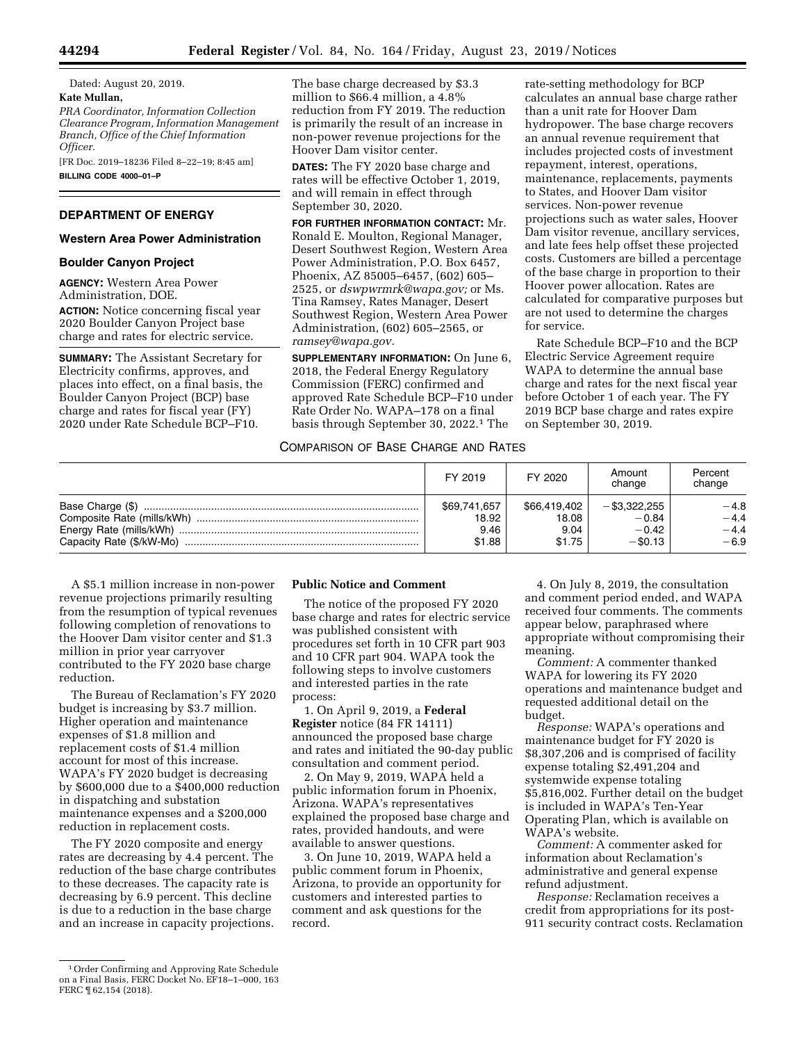Dated: August 20, 2019.

**Kate Mullan,**

*PRA Coordinator, Information Collection Clearance Program, Information Management Branch, Office of the Chief Information Officer.*

[FR Doc. 2019–18236 Filed 8–22–19; 8:45 am]

**BILLING CODE 4000–01–P**

## DEPARTMENT OF ENERGY

### Western Area Power Administration

### Boulder Canyon Project

**AGENCY:** Western Area Power Administration, DOE.

**ACTION:** Notice concerning fiscal year 2020 Boulder Canyon Project base charge and rates for electric service.

**SUMMARY:** The Assistant Secretary for Electricity confirms, approves, and places into effect, on a final basis, the Boulder Canyon Project (BCP) base charge and rates for fiscal year (FY) 2020 under Rate Schedule BCP–F10. The base charge decreased by $3.3 million to $66.4 million, a 4.8% reduction from FY 2019. The reduction is primarily the result of an increase in non-power revenue projections for the Hoover Dam visitor center.

**DATES:** The FY 2020 base charge and rates will be effective October 1, 2019, and will remain in effect through September 30, 2020.

**FOR FURTHER INFORMATION CONTACT:** Mr. Ronald E. Moulton, Regional Manager, Desert Southwest Region, Western Area Power Administration, P.O. Box 6457, Phoenix, AZ 85005–6457, (602) 605–2525, or *dswpwrmrk@wapa.gov;* or Ms. Tina Ramsey, Rates Manager, Desert Southwest Region, Western Area Power Administration, (602) 605–2565, or *ramsey@wapa.gov.*

**SUPPLEMENTARY INFORMATION:** On June 6, 2018, the Federal Energy Regulatory Commission (FERC) confirmed and approved Rate Schedule BCP–F10 under Rate Order No. WAPA–178 on a final basis through September 30, 2022.[1] The rate-setting methodology for BCP calculates an annual base charge rather than a unit rate for Hoover Dam hydropower. The base charge recovers an annual revenue requirement that includes projected costs of investment repayment, interest, operations, maintenance, replacements, payments to States, and Hoover Dam visitor services. Non-power revenue projections such as water sales, Hoover Dam visitor revenue, ancillary services, and late fees help offset these projected costs. Customers are billed a percentage of the base charge in proportion to their Hoover power allocation. Rates are calculated for comparative purposes but are not used to determine the charges for service.

Rate Schedule BCP–F10 and the BCP Electric Service Agreement require WAPA to determine the annual base charge and rates for the next fiscal year before October 1 of each year. The FY 2019 BCP base charge and rates expire on September 30, 2019.

COMPARISON OF BASE CHARGE AND RATES

| | FY 2019 | FY 2020 | Amount change | Percent change |
|---|---|---|---|---|
| Base Charge ($) | $69,741,657 | $66,419,402 | −$3,322,255 | −4.8 |
| Composite Rate (mills/kWh) | 18.92 | 18.08 | −0.84 | −4.4 |
| Energy Rate (mills/kWh) | 9.46 | 9.04 | −0.42 | −4.4 |
| Capacity Rate ($/kW-Mo) | $1.88 | $1.75 | −$0.13 | −6.9 |

A $5.1 million increase in non-power revenue projections primarily resulting from the resumption of typical revenues following completion of renovations to the Hoover Dam visitor center and $1.3 million in prior year carryover contributed to the FY 2020 base charge reduction.

The Bureau of Reclamation's FY 2020 budget is increasing by $3.7 million. Higher operation and maintenance expenses of $1.8 million and replacement costs of $1.4 million account for most of this increase. WAPA's FY 2020 budget is decreasing by $600,000 due to a $400,000 reduction in dispatching and substation maintenance expenses and a $200,000 reduction in replacement costs.

The FY 2020 composite and energy rates are decreasing by 4.4 percent. The reduction of the base charge contributes to these decreases. The capacity rate is decreasing by 6.9 percent. This decline is due to a reduction in the base charge and an increase in capacity projections.

#### Public Notice and Comment

The notice of the proposed FY 2020 base charge and rates for electric service was published consistent with procedures set forth in 10 CFR part 903 and 10 CFR part 904. WAPA took the following steps to involve customers and interested parties in the rate process:

1. On April 9, 2019, a **Federal Register** notice (84 FR 14111) announced the proposed base charge and rates and initiated the 90-day public consultation and comment period.

2. On May 9, 2019, WAPA held a public information forum in Phoenix, Arizona. WAPA's representatives explained the proposed base charge and rates, provided handouts, and were available to answer questions.

3. On June 10, 2019, WAPA held a public comment forum in Phoenix, Arizona, to provide an opportunity for customers and interested parties to comment and ask questions for the record.

4. On July 8, 2019, the consultation and comment period ended, and WAPA received four comments. The comments appear below, paraphrased where appropriate without compromising their meaning.

*Comment:* A commenter thanked WAPA for lowering its FY 2020 operations and maintenance budget and requested additional detail on the budget.

*Response:* WAPA's operations and maintenance budget for FY 2020 is $8,307,206 and is comprised of facility expense totaling $2,491,204 and systemwide expense totaling $5,816,002. Further detail on the budget is included in WAPA's Ten-Year Operating Plan, which is available on WAPA's website.

*Comment:* A commenter asked for information about Reclamation's administrative and general expense refund adjustment.

*Response:* Reclamation receives a credit from appropriations for its post-911 security contract costs. Reclamation

[1] Order Confirming and Approving Rate Schedule on a Final Basis, FERC Docket No. EF18–1–000, 163 FERC ¶ 62,154 (2018).